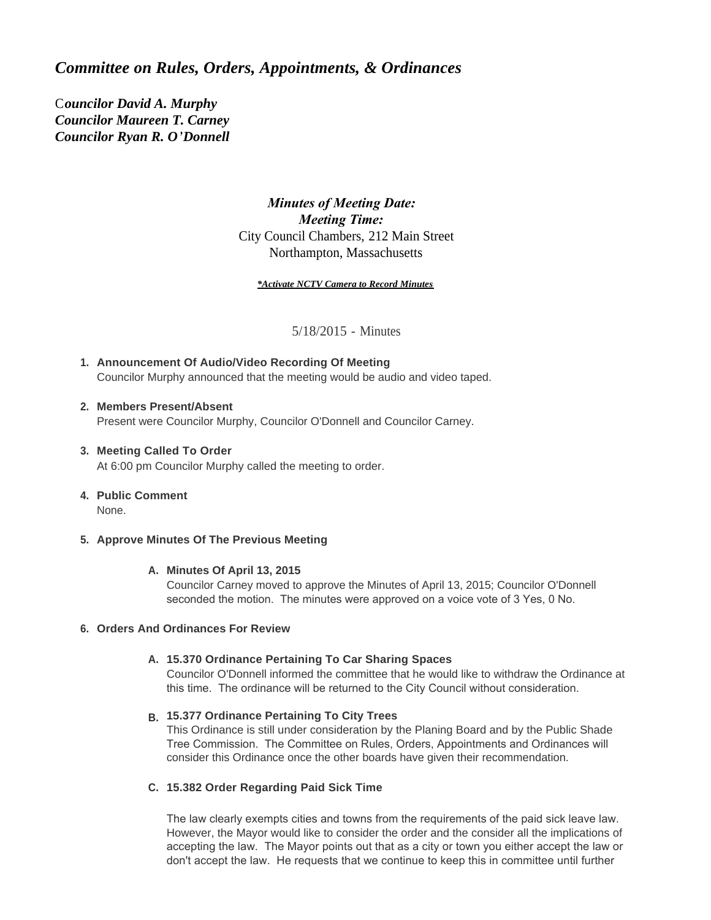# *Committee on Rules, Orders, Appointments, & Ordinances*

***Councilor David A. Murphy***
***Councilor Maureen T. Carney***
***Councilor Ryan R. O'Donnell***

***Minutes of Meeting Date:***
***Meeting Time:***
City Council Chambers, 212 Main Street
Northampton, Massachusetts

***\*Activate NCTV Camera to Record Minutes***

5/18/2015 - Minutes

1. **Announcement Of Audio/Video Recording Of Meeting**
   Councilor Murphy announced that the meeting would be audio and video taped.

2. **Members Present/Absent**
   Present were Councilor Murphy, Councilor O'Donnell and Councilor Carney.

3. **Meeting Called To Order**
   At 6:00 pm Councilor Murphy called the meeting to order.

4. **Public Comment**
   None.

5. **Approve Minutes Of The Previous Meeting**

   A. **Minutes Of April 13, 2015**
   Councilor Carney moved to approve the Minutes of April 13, 2015; Councilor O'Donnell seconded the motion. The minutes were approved on a voice vote of 3 Yes, 0 No.

6. **Orders And Ordinances For Review**

   A. **15.370 Ordinance Pertaining To Car Sharing Spaces**
   Councilor O'Donnell informed the committee that he would like to withdraw the Ordinance at this time. The ordinance will be returned to the City Council without consideration.

   B. **15.377 Ordinance Pertaining To City Trees**
   This Ordinance is still under consideration by the Planing Board and by the Public Shade Tree Commission. The Committee on Rules, Orders, Appointments and Ordinances will consider this Ordinance once the other boards have given their recommendation.

   C. **15.382 Order Regarding Paid Sick Time**

   The law clearly exempts cities and towns from the requirements of the paid sick leave law. However, the Mayor would like to consider the order and the consider all the implications of accepting the law. The Mayor points out that as a city or town you either accept the law or don't accept the law. He requests that we continue to keep this in committee until further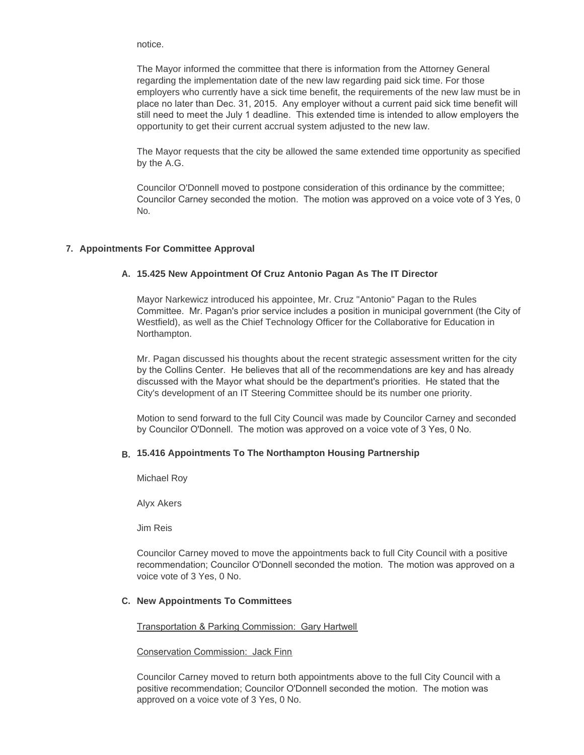notice.

The Mayor informed the committee that there is information from the Attorney General regarding the implementation date of the new law regarding paid sick time. For those employers who currently have a sick time benefit, the requirements of the new law must be in place no later than Dec. 31, 2015. Any employer without a current paid sick time benefit will still need to meet the July 1 deadline. This extended time is intended to allow employers the opportunity to get their current accrual system adjusted to the new law.

The Mayor requests that the city be allowed the same extended time opportunity as specified by the A.G.

Councilor O'Donnell moved to postpone consideration of this ordinance by the committee; Councilor Carney seconded the motion. The motion was approved on a voice vote of 3 Yes, 0 No.

## 7. Appointments For Committee Approval

### A. 15.425 New Appointment Of Cruz Antonio Pagan As The IT Director

Mayor Narkewicz introduced his appointee, Mr. Cruz "Antonio" Pagan to the Rules Committee. Mr. Pagan's prior service includes a position in municipal government (the City of Westfield), as well as the Chief Technology Officer for the Collaborative for Education in Northampton.

Mr. Pagan discussed his thoughts about the recent strategic assessment written for the city by the Collins Center. He believes that all of the recommendations are key and has already discussed with the Mayor what should be the department's priorities. He stated that the City's development of an IT Steering Committee should be its number one priority.

Motion to send forward to the full City Council was made by Councilor Carney and seconded by Councilor O'Donnell. The motion was approved on a voice vote of 3 Yes, 0 No.

### B. 15.416 Appointments To The Northampton Housing Partnership

Michael Roy

Alyx Akers

Jim Reis

Councilor Carney moved to move the appointments back to full City Council with a positive recommendation; Councilor O'Donnell seconded the motion. The motion was approved on a voice vote of 3 Yes, 0 No.

### C. New Appointments To Committees

Transportation & Parking Commission: Gary Hartwell

Conservation Commission: Jack Finn

Councilor Carney moved to return both appointments above to the full City Council with a positive recommendation; Councilor O'Donnell seconded the motion. The motion was approved on a voice vote of 3 Yes, 0 No.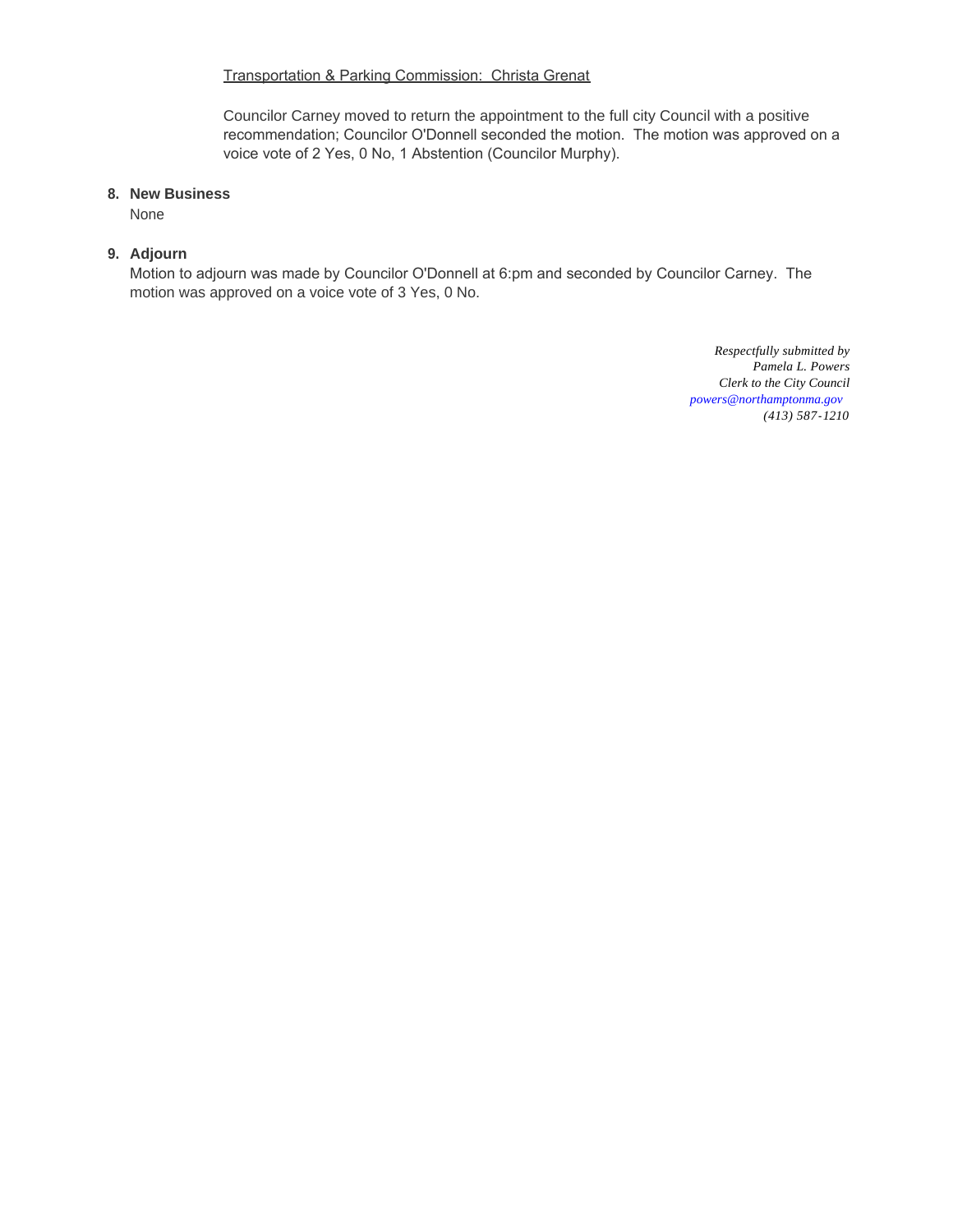Transportation & Parking Commission: Christa Grenat

Councilor Carney moved to return the appointment to the full city Council with a positive recommendation; Councilor O'Donnell seconded the motion. The motion was approved on a voice vote of 2 Yes, 0 No, 1 Abstention (Councilor Murphy).

**8. New Business**

None

**9. Adjourn**

Motion to adjourn was made by Councilor O'Donnell at 6:pm and seconded by Councilor Carney. The motion was approved on a voice vote of 3 Yes, 0 No.

*Respectfully submitted by*
*Pamela L. Powers*
*Clerk to the City Council*
*powers@northamptonma.gov*
*(413) 587-1210*